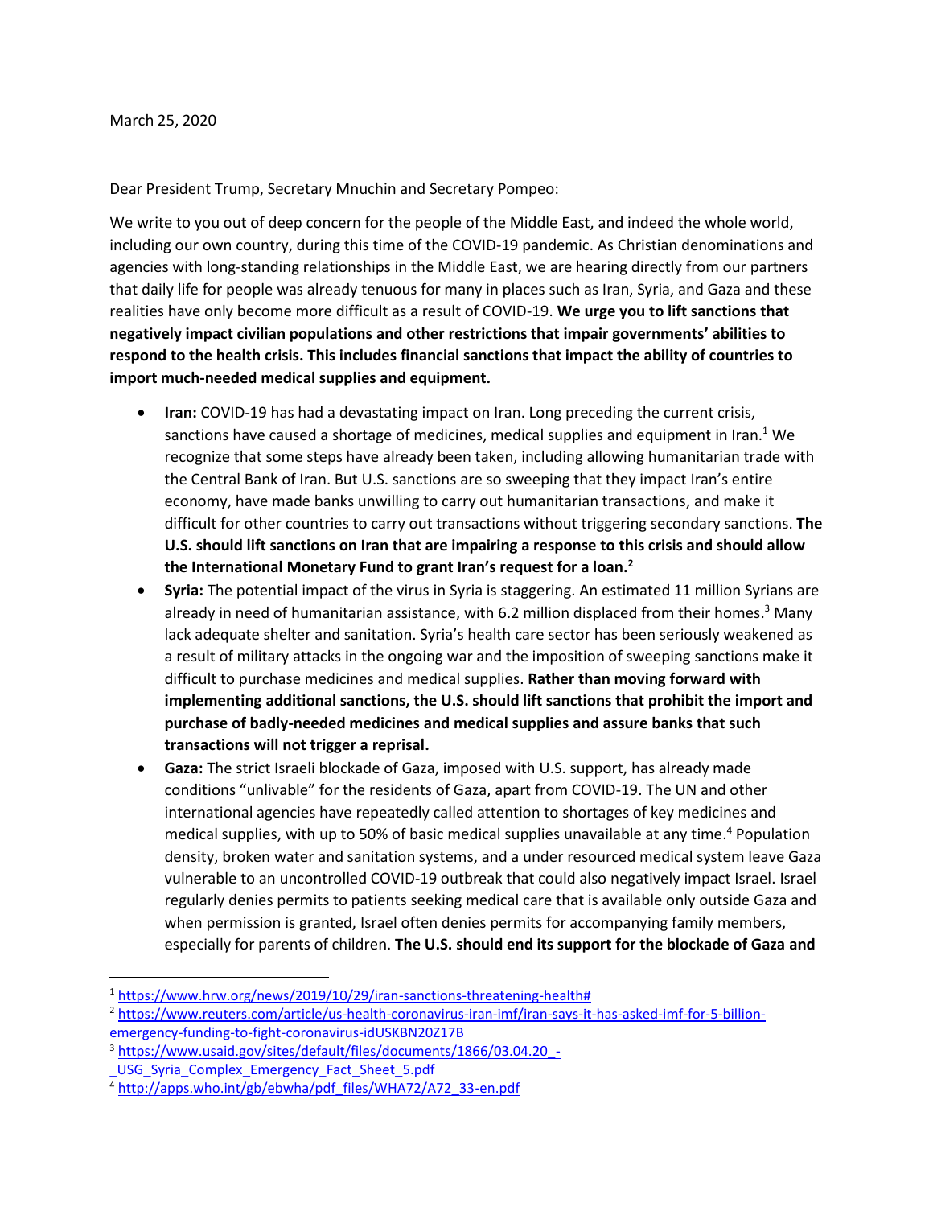March 25, 2020

Dear President Trump, Secretary Mnuchin and Secretary Pompeo:

We write to you out of deep concern for the people of the Middle East, and indeed the whole world, including our own country, during this time of the COVID-19 pandemic. As Christian denominations and agencies with long-standing relationships in the Middle East, we are hearing directly from our partners that daily life for people was already tenuous for many in places such as Iran, Syria, and Gaza and these realities have only become more difficult as a result of COVID-19. **We urge you to lift sanctions that negatively impact civilian populations and other restrictions that impair governments' abilities to respond to the health crisis. This includes financial sanctions that impact the ability of countries to import much-needed medical supplies and equipment.**

- **Iran:** COVID-19 has had a devastating impact on Iran. Long preceding the current crisis, sanctions have caused a shortage of medicines, medical supplies and equipment in Iran.[1] We recognize that some steps have already been taken, including allowing humanitarian trade with the Central Bank of Iran. But U.S. sanctions are so sweeping that they impact Iran's entire economy, have made banks unwilling to carry out humanitarian transactions, and make it difficult for other countries to carry out transactions without triggering secondary sanctions. **The U.S. should lift sanctions on Iran that are impairing a response to this crisis and should allow the International Monetary Fund to grant Iran's request for a loan.[2]**
- **Syria:** The potential impact of the virus in Syria is staggering. An estimated 11 million Syrians are already in need of humanitarian assistance, with 6.2 million displaced from their homes.[3] Many lack adequate shelter and sanitation. Syria's health care sector has been seriously weakened as a result of military attacks in the ongoing war and the imposition of sweeping sanctions make it difficult to purchase medicines and medical supplies. **Rather than moving forward with implementing additional sanctions, the U.S. should lift sanctions that prohibit the import and purchase of badly-needed medicines and medical supplies and assure banks that such transactions will not trigger a reprisal.**
- **Gaza:** The strict Israeli blockade of Gaza, imposed with U.S. support, has already made conditions "unlivable" for the residents of Gaza, apart from COVID-19. The UN and other international agencies have repeatedly called attention to shortages of key medicines and medical supplies, with up to 50% of basic medical supplies unavailable at any time.[4] Population density, broken water and sanitation systems, and a under resourced medical system leave Gaza vulnerable to an uncontrolled COVID-19 outbreak that could also negatively impact Israel. Israel regularly denies permits to patients seeking medical care that is available only outside Gaza and when permission is granted, Israel often denies permits for accompanying family members, especially for parents of children. **The U.S. should end its support for the blockade of Gaza and**

---

[1] https://www.hrw.org/news/2019/10/29/iran-sanctions-threatening-health#

[2] https://www.reuters.com/article/us-health-coronavirus-iran-imf/iran-says-it-has-asked-imf-for-5-billion-emergency-funding-to-fight-coronavirus-idUSKBN20Z17B

[3] https://www.usaid.gov/sites/default/files/documents/1866/03.04.20_-_USG_Syria_Complex_Emergency_Fact_Sheet_5.pdf

[4] http://apps.who.int/gb/ebwha/pdf_files/WHA72/A72_33-en.pdf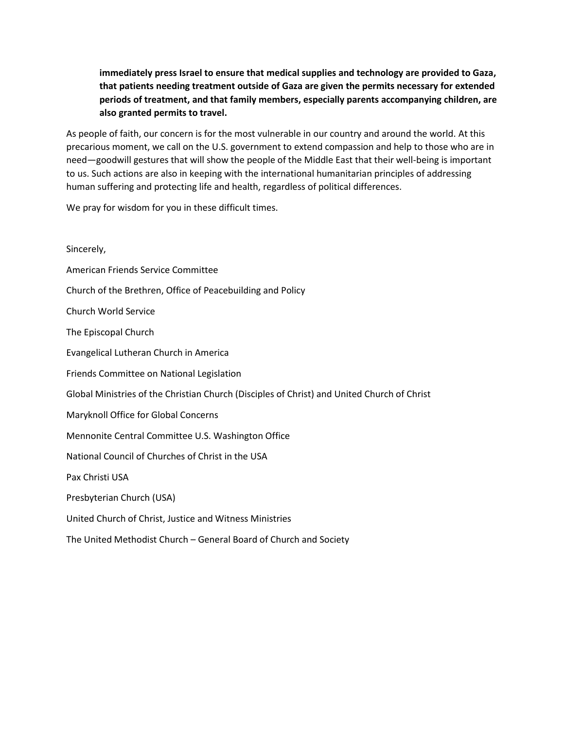**immediately press Israel to ensure that medical supplies and technology are provided to Gaza, that patients needing treatment outside of Gaza are given the permits necessary for extended periods of treatment, and that family members, especially parents accompanying children, are also granted permits to travel.**

As people of faith, our concern is for the most vulnerable in our country and around the world. At this precarious moment, we call on the U.S. government to extend compassion and help to those who are in need—goodwill gestures that will show the people of the Middle East that their well-being is important to us. Such actions are also in keeping with the international humanitarian principles of addressing human suffering and protecting life and health, regardless of political differences.

We pray for wisdom for you in these difficult times.

Sincerely,

American Friends Service Committee

Church of the Brethren, Office of Peacebuilding and Policy

Church World Service

The Episcopal Church

Evangelical Lutheran Church in America

Friends Committee on National Legislation

Global Ministries of the Christian Church (Disciples of Christ) and United Church of Christ

Maryknoll Office for Global Concerns

Mennonite Central Committee U.S. Washington Office

National Council of Churches of Christ in the USA

Pax Christi USA

Presbyterian Church (USA)

United Church of Christ, Justice and Witness Ministries

The United Methodist Church – General Board of Church and Society